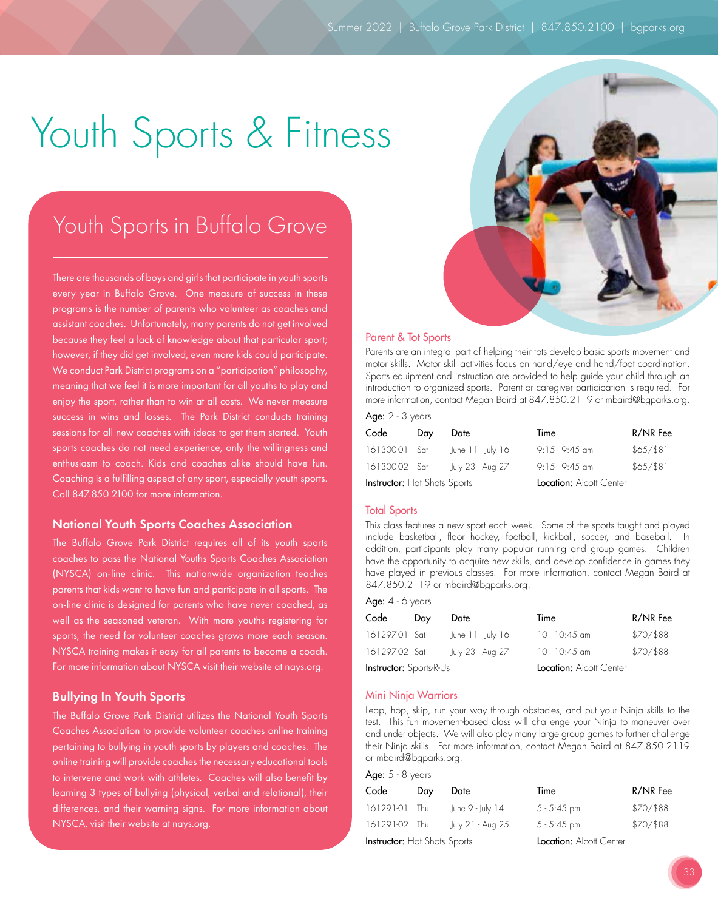# Youth Sports & Fitness

## Youth Sports in Buffalo Grove

There are thousands of boys and girls that participate in youth sports every year in Buffalo Grove. One measure of success in these programs is the number of parents who volunteer as coaches and assistant coaches. Unfortunately, many parents do not get involved because they feel a lack of knowledge about that particular sport; however, if they did get involved, even more kids could participate. We conduct Park District programs on a "participation" philosophy, meaning that we feel it is more important for all youths to play and enjoy the sport, rather than to win at all costs. We never measure success in wins and losses. The Park District conducts training sessions for all new coaches with ideas to get them started. Youth sports coaches do not need experience, only the willingness and enthusiasm to coach. Kids and coaches alike should have fun. Coaching is a fulfilling aspect of any sport, especially youth sports. Call 847.850.2100 for more information.

### National Youth Sports Coaches Association

The Buffalo Grove Park District requires all of its youth sports coaches to pass the National Youths Sports Coaches Association (NYSCA) on-line clinic. This nationwide organization teaches parents that kids want to have fun and participate in all sports. The on-line clinic is designed for parents who have never coached, as well as the seasoned veteran. With more youths registering for sports, the need for volunteer coaches grows more each season. NYSCA training makes it easy for all parents to become a coach. For more information about NYSCA visit their website at nays.org.

### Bullying In Youth Sports

The Buffalo Grove Park District utilizes the National Youth Sports Coaches Association to provide volunteer coaches online training pertaining to bullying in youth sports by players and coaches. The online training will provide coaches the necessary educational tools to intervene and work with athletes. Coaches will also benefit by learning 3 types of bullying (physical, verbal and relational), their differences, and their warning signs. For more information about NYSCA, visit their website at nays.org.

### Parent & Tot Sports

Parents are an integral part of helping their tots develop basic sports movement and motor skills. Motor skill activities focus on hand/eye and hand/foot coordination. Sports equipment and instruction are provided to help guide your child through an introduction to organized sports. Parent or caregiver participation is required. For more information, contact Megan Baird at 847.850.2119 or mbaird@bgparks.org.

**Age:** 2 - 3 years

| Code | Day | Date | Time | R/NR Fee |
|---|---|---|---|---|
| 161300-01 | Sat | June 11 - July 16 | 9:15 - 9:45 am | $65/$81 |
| 161300-02 | Sat | July 23 - Aug 27 | 9:15 - 9:45 am | $65/$81 |

**Instructor:** Hot Shots Sports | **Location:** Alcott Center

### Total Sports

This class features a new sport each week. Some of the sports taught and played include basketball, floor hockey, football, kickball, soccer, and baseball. In addition, participants play many popular running and group games. Children have the opportunity to acquire new skills, and develop confidence in games they have played in previous classes. For more information, contact Megan Baird at 847.850.2119 or mbaird@bgparks.org.

**Age:** 4 - 6 years

| Code | Day | Date | Time | R/NR Fee |
|---|---|---|---|---|
| 161297-01 | Sat | June 11 - July 16 | 10 - 10:45 am | $70/$88 |
| 161297-02 | Sat | July 23 - Aug 27 | 10 - 10:45 am | $70/$88 |

**Instructor:** Sports-R-Us | **Location:** Alcott Center

### Mini Ninja Warriors

Leap, hop, skip, run your way through obstacles, and put your Ninja skills to the test. This fun movement-based class will challenge your Ninja to maneuver over and under objects. We will also play many large group games to further challenge their Ninja skills. For more information, contact Megan Baird at 847.850.2119 or mbaird@bgparks.org.

**Age:** 5 - 8 years

| Code | Day | Date | Time | R/NR Fee |
|---|---|---|---|---|
| 161291-01 | Thu | June 9 - July 14 | 5 - 5:45 pm | $70/$88 |
| 161291-02 | Thu | July 21 - Aug 25 | 5 - 5:45 pm | $70/$88 |

**Instructor:** Hot Shots Sports | **Location:** Alcott Center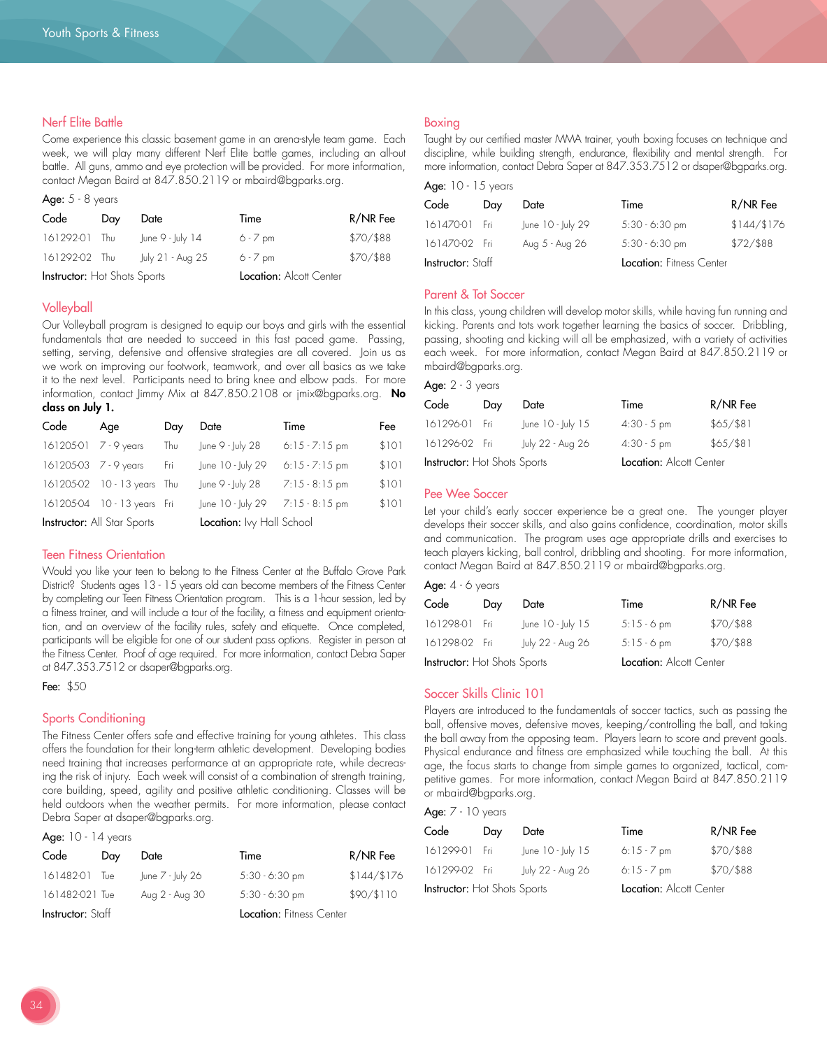## Nerf Elite Battle

Come experience this classic basement game in an arena-style team game. Each week, we will play many different Nerf Elite battle games, including an all-out battle. All guns, ammo and eye protection will be provided. For more information, contact Megan Baird at 847.850.2119 or mbaird@bgparks.org.

**Age:** 5 - 8 years

| Code | Day | Date | Time | R/NR Fee |
|---|---|---|---|---|
| 161292-01 | Thu | June 9 - July 14 | 6 - 7 pm | $70/$88 |
| 161292-02 | Thu | July 21 - Aug 25 | 6 - 7 pm | $70/$88 |

**Instructor:** Hot Shots Sports **Location:** Alcott Center

## Volleyball

Our Volleyball program is designed to equip our boys and girls with the essential fundamentals that are needed to succeed in this fast paced game. Passing, setting, serving, defensive and offensive strategies are all covered. Join us as we work on improving our footwork, teamwork, and over all basics as we take it to the next level. Participants need to bring knee and elbow pads. For more information, contact Jimmy Mix at 847.850.2108 or jmix@bgparks.org. **No class on July 1.**

| Code | Age | Day | Date | Time | Fee |
|---|---|---|---|---|---|
| 161205-01 | 7 - 9 years | Thu | June 9 - July 28 | 6:15 - 7:15 pm | $101 |
| 161205-03 | 7 - 9 years | Fri | June 10 - July 29 | 6:15 - 7:15 pm | $101 |
| 161205-02 | 10 - 13 years | Thu | June 9 - July 28 | 7:15 - 8:15 pm | $101 |
| 161205-04 | 10 - 13 years | Fri | June 10 - July 29 | 7:15 - 8:15 pm | $101 |

**Instructor:** All Star Sports **Location:** Ivy Hall School

## Teen Fitness Orientation

Would you like your teen to belong to the Fitness Center at the Buffalo Grove Park District? Students ages 13 - 15 years old can become members of the Fitness Center by completing our Teen Fitness Orientation program. This is a 1-hour session, led by a fitness trainer, and will include a tour of the facility, a fitness and equipment orientation, and an overview of the facility rules, safety and etiquette. Once completed, participants will be eligible for one of our student pass options. Register in person at the Fitness Center. Proof of age required. For more information, contact Debra Saper at 847.353.7512 or dsaper@bgparks.org.

**Fee:** $50

## Sports Conditioning

The Fitness Center offers safe and effective training for young athletes. This class offers the foundation for their long-term athletic development. Developing bodies need training that increases performance at an appropriate rate, while decreasing the risk of injury. Each week will consist of a combination of strength training, core building, speed, agility and positive athletic conditioning. Classes will be held outdoors when the weather permits. For more information, please contact Debra Saper at dsaper@bgparks.org.

**Age:** 10 - 14 years

| Code | Day | Date | Time | R/NR Fee |
|---|---|---|---|---|
| 161482-01 | Tue | June 7 - July 26 | 5:30 - 6:30 pm | $144/$176 |
| 161482-021 | Tue | Aug 2 - Aug 30 | 5:30 - 6:30 pm | $90/$110 |

**Instructor:** Staff **Location:** Fitness Center

## Boxing

Taught by our certified master MMA trainer, youth boxing focuses on technique and discipline, while building strength, endurance, flexibility and mental strength. For more information, contact Debra Saper at 847.353.7512 or dsaper@bgparks.org.

**Age:** 10 - 15 years

| Code | Day | Date | Time | R/NR Fee |
|---|---|---|---|---|
| 161470-01 | Fri | June 10 - July 29 | 5:30 - 6:30 pm | $144/$176 |
| 161470-02 | Fri | Aug 5 - Aug 26 | 5:30 - 6:30 pm | $72/$88 |

**Instructor:** Staff **Location:** Fitness Center

## Parent & Tot Soccer

In this class, young children will develop motor skills, while having fun running and kicking. Parents and tots work together learning the basics of soccer. Dribbling, passing, shooting and kicking will all be emphasized, with a variety of activities each week. For more information, contact Megan Baird at 847.850.2119 or mbaird@bgparks.org.

**Age:** 2 - 3 years

| Code | Day | Date | Time | R/NR Fee |
|---|---|---|---|---|
| 161296-01 | Fri | June 10 - July 15 | 4:30 - 5 pm | $65/$81 |
| 161296-02 | Fri | July 22 - Aug 26 | 4:30 - 5 pm | $65/$81 |

**Instructor:** Hot Shots Sports **Location:** Alcott Center

## Pee Wee Soccer

Let your child's early soccer experience be a great one. The younger player develops their soccer skills, and also gains confidence, coordination, motor skills and communication. The program uses age appropriate drills and exercises to teach players kicking, ball control, dribbling and shooting. For more information, contact Megan Baird at 847.850.2119 or mbaird@bgparks.org.

**Age:** 4 - 6 years

| Code | Day | Date | Time | R/NR Fee |
|---|---|---|---|---|
| 161298-01 | Fri | June 10 - July 15 | 5:15 - 6 pm | $70/$88 |
| 161298-02 | Fri | July 22 - Aug 26 | 5:15 - 6 pm | $70/$88 |

**Instructor:** Hot Shots Sports **Location:** Alcott Center

## Soccer Skills Clinic 101

Players are introduced to the fundamentals of soccer tactics, such as passing the ball, offensive moves, defensive moves, keeping/controlling the ball, and taking the ball away from the opposing team. Players learn to score and prevent goals. Physical endurance and fitness are emphasized while touching the ball. At this age, the focus starts to change from simple games to organized, tactical, competitive games. For more information, contact Megan Baird at 847.850.2119 or mbaird@bgparks.org.

**Age:** 7 - 10 years

| Code | Day | Date | Time | R/NR Fee |
|---|---|---|---|---|
| 161299-01 | Fri | June 10 - July 15 | 6:15 - 7 pm | $70/$88 |
| 161299-02 | Fri | July 22 - Aug 26 | 6:15 - 7 pm | $70/$88 |

**Instructor:** Hot Shots Sports **Location:** Alcott Center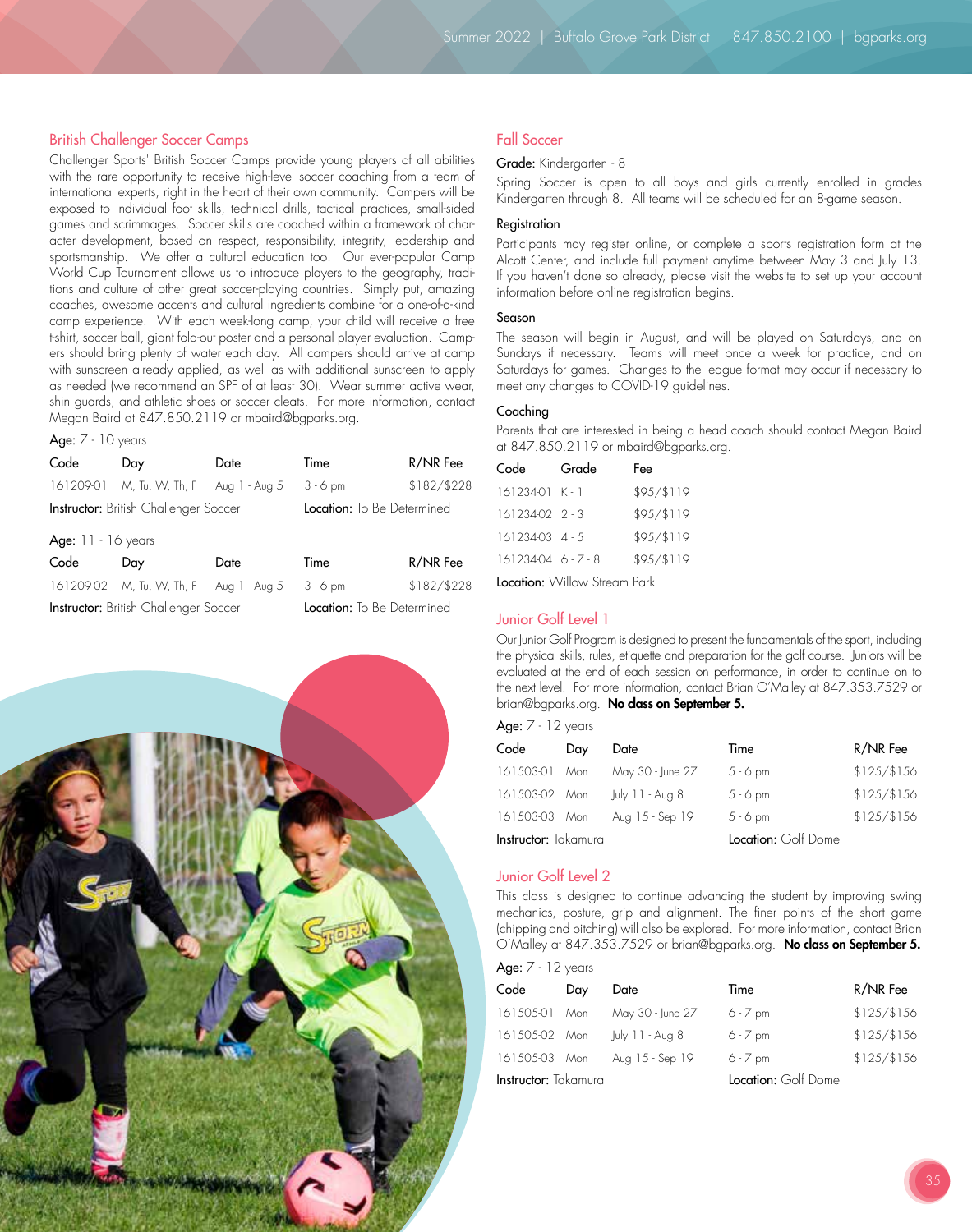## British Challenger Soccer Camps

Challenger Sports' British Soccer Camps provide young players of all abilities with the rare opportunity to receive high-level soccer coaching from a team of international experts, right in the heart of their own community. Campers will be exposed to individual foot skills, technical drills, tactical practices, small-sided games and scrimmages. Soccer skills are coached within a framework of character development, based on respect, responsibility, integrity, leadership and sportsmanship. We offer a cultural education too! Our ever-popular Camp World Cup Tournament allows us to introduce players to the geography, traditions and culture of other great soccer-playing countries. Simply put, amazing coaches, awesome accents and cultural ingredients combine for a one-of-a-kind camp experience. With each week-long camp, your child will receive a free t-shirt, soccer ball, giant fold-out poster and a personal player evaluation. Campers should bring plenty of water each day. All campers should arrive at camp with sunscreen already applied, as well as with additional sunscreen to apply as needed (we recommend an SPF of at least 30). Wear summer active wear, shin guards, and athletic shoes or soccer cleats. For more information, contact Megan Baird at 847.850.2119 or mbaird@bgparks.org.

**Age:** 7 - 10 years

| Code | Day | Date | Time | R/NR Fee |
|---|---|---|---|---|
| 161209-01 | M, Tu, W, Th, F | Aug 1 - Aug 5 | 3 - 6 pm | $182/$228 |

**Instructor:** British Challenger Soccer **Location:** To Be Determined

**Age:** 11 - 16 years

| Code | Day | Date | Time | R/NR Fee |
|---|---|---|---|---|
| 161209-02 | M, Tu, W, F | Aug 1 - Aug 5 | 3 - 6 pm | $182/$228 |

**Instructor:** British Challenger Soccer **Location:** To Be Determined

## Fall Soccer

**Grade:** Kindergarten - 8

Spring Soccer is open to all boys and girls currently enrolled in grades Kindergarten through 8. All teams will be scheduled for an 8-game season.

**Registration**

Participants may register online, or complete a sports registration form at the Alcott Center, and include full payment anytime between May 3 and July 13. If you haven't done so already, please visit the website to set up your account information before online registration begins.

**Season**

The season will begin in August, and will be played on Saturdays, and on Sundays if necessary. Teams will meet once a week for practice, and on Saturdays for games. Changes to the league format may occur if necessary to meet any changes to COVID-19 guidelines.

**Coaching**

Parents that are interested in being a head coach should contact Megan Baird at 847.850.2119 or mbaird@bgparks.org.

| Code | Grade | Fee |
|---|---|---|
| 161234-01 | K - 1 | $95/$119 |
| 161234-02 | 2 - 3 | $95/$119 |
| 161234-03 | 4 - 5 | $95/$119 |
| 161234-04 | 6 - 7 - 8 | $95/$119 |

**Location:** Willow Stream Park

## Junior Golf Level 1

Our Junior Golf Program is designed to present the fundamentals of the sport, including the physical skills, rules, etiquette and preparation for the golf course. Juniors will be evaluated at the end of each session on performance, in order to continue on to the next level. For more information, contact Brian O'Malley at 847.353.7529 or brian@bgparks.org. **No class on September 5.**

**Age:** 7 - 12 years

| Code | Day | Date | Time | R/NR Fee |
|---|---|---|---|---|
| 161503-01 | Mon | May 30 - June 27 | 5 - 6 pm | $125/$156 |
| 161503-02 | Mon | July 11 - Aug 8 | 5 - 6 pm | $125/$156 |
| 161503-03 | Mon | Aug 15 - Sep 19 | 5 - 6 pm | $125/$156 |

**Instructor:** Takamura **Location:** Golf Dome

## Junior Golf Level 2

This class is designed to continue advancing the student by improving swing mechanics, posture, grip and alignment. The finer points of the short game (chipping and pitching) will also be explored. For more information, contact Brian O'Malley at 847.353.7529 or brian@bgparks.org. **No class on September 5.**

**Age:** 7 - 12 years

| Code | Day | Date | Time | R/NR Fee |
|---|---|---|---|---|
| 161505-01 | Mon | May 30 - June 27 | 6 - 7 pm | $125/$156 |
| 161505-02 | Mon | July 11 - Aug 8 | 6 - 7 pm | $125/$156 |
| 161505-03 | Mon | Aug 15 - Sep 19 | 6 - 7 pm | $125/$156 |

**Instructor:** Takamura **Location:** Golf Dome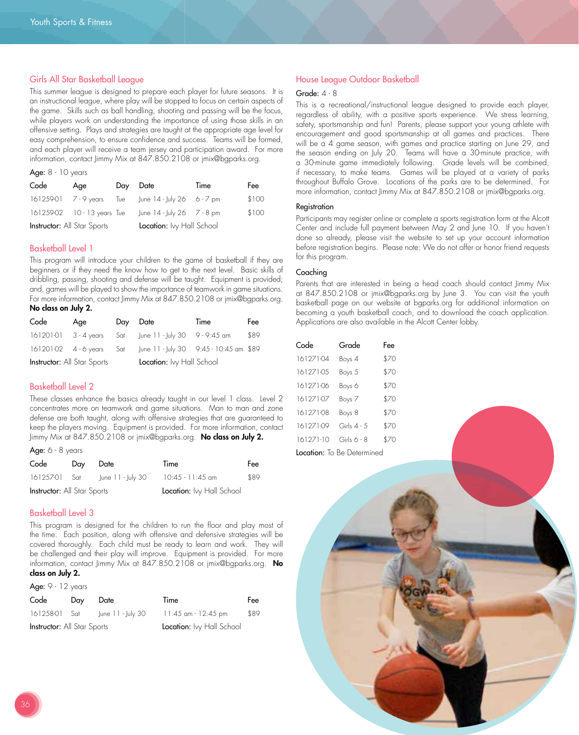## Girls All Star Basketball League

This summer league is designed to prepare each player for future seasons. It is an instructional league, where play will be stopped to focus on certain aspects of the game. Skills such as ball handling, shooting and passing will be the focus, while players work on understanding the importance of using those skills in an offensive setting. Plays and strategies are taught at the appropriate age level for easy comprehension, to ensure confidence and success. Teams will be formed, and each player will receive a team jersey and participation award. For more information, contact Jimmy Mix at 847.850.2108 or jmix@bgparks.org.

**Age:** 8 - 10 years

| Code | Age | Day | Date | Time | Fee |
|---|---|---|---|---|---|
| 161259-01 | 7 - 9 years | Tue | June 14 - July 26 | 6 - 7 pm | $100 |
| 161259-02 | 10 - 13 years | Tue | June 14 - July 26 | 7 - 8 pm | $100 |

**Instructor:** All Star Sports **Location:** Ivy Hall School

## Basketball Level 1

This program will introduce your children to the game of basketball if they are beginners or if they need the know how to get to the next level. Basic skills of dribbling, passing, shooting and defense will be taught. Equipment is provided; and, games will be played to show the importance of teamwork in game situations. For more information, contact Jimmy Mix at 847.850.2108 or jmix@bgparks.org. **No class on July 2.**

| Code | Age | Day | Date | Time | Fee |
|---|---|---|---|---|---|
| 161201-01 | 3 - 4 years | Sat | June 11 - July 30 | 9 - 9:45 am | $89 |
| 161201-02 | 4 - 6 years | Sat | June 11 - July 30 | 9:45 - 10:45 am | $89 |

**Instructor:** All Star Sports **Location:** Ivy Hall School

## Basketball Level 2

These classes enhance the basics already taught in our level 1 class. Level 2 concentrates more on teamwork and game situations. Man to man and zone defense are both taught, along with offensive strategies that are guaranteed to keep the players moving. Equipment is provided. For more information, contact Jimmy Mix at 847.850.2108 or jmix@bgparks.org. **No class on July 2.**

**Age:** 6 - 8 years

| Code | Day | Date | Time | Fee |
|---|---|---|---|---|
| 161257-01 | Sat | June 11 - July 30 | 10:45 - 11:45 am | $89 |

**Instructor:** All Star Sports **Location:** Ivy Hall School

## Basketball Level 3

This program is designed for the children to run the floor and play most of the time. Each position, along with offensive and defensive strategies will be covered thoroughly. Each child must be ready to learn and work. They will be challenged and their play will improve. Equipment is provided. For more information, contact Jimmy Mix at 847.850.2108 or jmix@bgparks.org. **No class on July 2.**

**Age:** 9 - 12 years

| Code | Day | Date | Time | Fee |
|---|---|---|---|---|
| 161258-01 | Sat | June 11 - July 30 | 11:45 am - 12:45 pm | $89 |

**Instructor:** All Star Sports **Location:** Ivy Hall School

## House League Outdoor Basketball

**Grade:** 4 - 8

This is a recreational/instructional league designed to provide each player, regardless of ability, with a positive sports experience. We stress learning, safety, sportsmanship and fun! Parents, please support your young athlete with encouragement and good sportsmanship at all games and practices. There will be a 4 game season, with games and practice starting on June 29, and the season ending on July 20. Teams will have a 30-minute practice, with a 30-minute game immediately following. Grade levels will be combined, if necessary, to make teams. Games will be played at a variety of parks throughout Buffalo Grove. Locations of the parks are to be determined. For more information, contact Jimmy Mix at 847.850.2108 or jmix@bgparks.org.

### Registration

Participants may register online or complete a sports registration form at the Alcott Center and include full payment between May 2 and June 10. If you haven't done so already, please visit the website to set up your account information before registration begins. Please note: We do not offer or honor friend requests for this program.

### Coaching

Parents that are interested in being a head coach should contact Jimmy Mix at 847.850.2108 or jmix@bgparks.org by June 3. You can visit the youth basketball page on our website at bgparks.org for additional information on becoming a youth basketball coach, and to download the coach application. Applications are also available in the Alcott Center lobby.

| Code | Grade | Fee |
|---|---|---|
| 161271-04 | Boys 4 | $70 |
| 161271-05 | Boys 5 | $70 |
| 161271-06 | Boys 6 | $70 |
| 161271-07 | Boys 7 | $70 |
| 161271-08 | Boys 8 | $70 |
| 161271-09 | Girls 4 - 5 | $70 |
| 161271-10 | Girls 6 - 8 | $70 |

**Location:** To Be Determined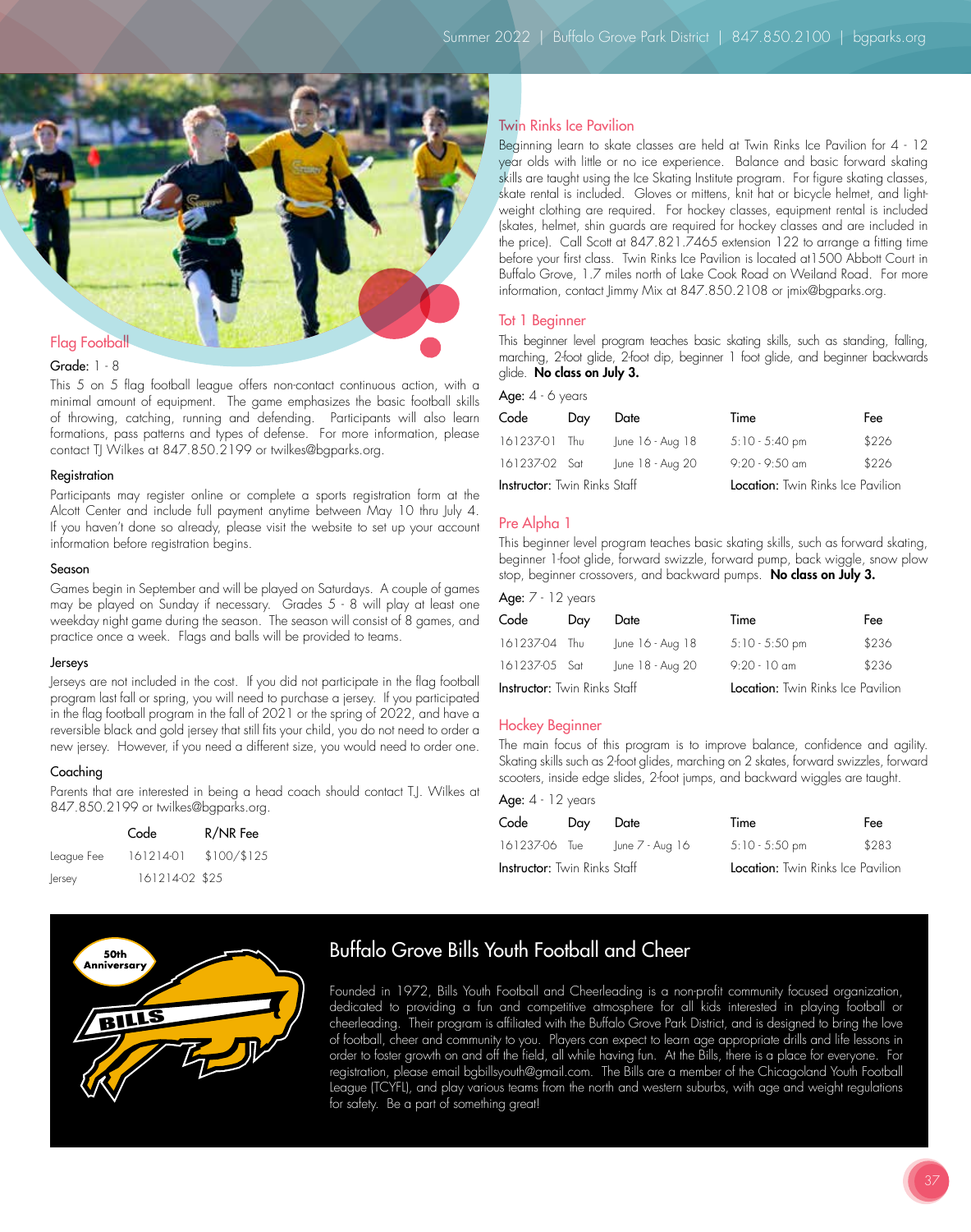## Flag Football

Grade: 1 - 8

This 5 on 5 flag football league offers non-contact continuous action, with a minimal amount of equipment. The game emphasizes the basic football skills of throwing, catching, running and defending. Participants will also learn formations, pass patterns and types of defense. For more information, please contact TJ Wilkes at 847.850.2199 or twilkes@bgparks.org.

### Registration

Participants may register online or complete a sports registration form at the Alcott Center and include full payment anytime between May 10 thru July 4. If you haven't done so already, please visit the website to set up your account information before registration begins.

### Season

Games begin in September and will be played on Saturdays. A couple of games may be played on Sunday if necessary. Grades 5 - 8 will play at least one weekday night game during the season. The season will consist of 8 games, and practice once a week. Flags and balls will be provided to teams.

### Jerseys

Jerseys are not included in the cost. If you did not participate in the flag football program last fall or spring, you will need to purchase a jersey. If you participated in the flag football program in the fall of 2021 or the spring of 2022, and have a reversible black and gold jersey that still fits your child, you do not need to order a new jersey. However, if you need a different size, you would need to order one.

### Coaching

Parents that are interested in being a head coach should contact T.J. Wilkes at 847.850.2199 or twilkes@bgparks.org.

| | Code | R/NR Fee |
|---|---|---|
| League Fee | 161214-01 | $100/$125 |
| Jersey | 161214-02 | $25 |

## Twin Rinks Ice Pavilion

Beginning learn to skate classes are held at Twin Rinks Ice Pavilion for 4 - 12 year olds with little or no ice experience. Balance and basic forward skating skills are taught using the Ice Skating Institute program. For figure skating classes, skate rental is included. Gloves or mittens, knit hat or bicycle helmet, and light-weight clothing are required. For hockey classes, equipment rental is included (skates, helmet, shin guards are required for hockey classes and are included in the price). Call Scott at 847.821.7465 extension 122 to arrange a fitting time before your first class. Twin Rinks Ice Pavilion is located at1500 Abbott Court in Buffalo Grove, 1.7 miles north of Lake Cook Road on Weiland Road. For more information, contact Jimmy Mix at 847.850.2108 or jmix@bgparks.org.

### Tot 1 Beginner

This beginner level program teaches basic skating skills, such as standing, falling, marching, 2-foot glide, 2-foot dip, beginner 1 foot glide, and beginner backwards glide. **No class on July 3.**

Age: 4 - 6 years

| Code | Day | Date | Time | Fee |
|---|---|---|---|---|
| 161237-01 | Thu | June 16 - Aug 18 | 5:10 - 5:40 pm | $226 |
| 161237-02 | Sat | June 18 - Aug 20 | 9:20 - 9:50 am | $226 |

**Instructor:** Twin Rinks Staff **Location:** Twin Rinks Ice Pavilion

### Pre Alpha 1

This beginner level program teaches basic skating skills, such as forward skating, beginner 1-foot glide, forward swizzle, forward pump, back wiggle, snow plow stop, beginner crossovers, and backward pumps. **No class on July 3.**

Age: 7 - 12 years

| Code | Day | Date | Time | Fee |
|---|---|---|---|---|
| 161237-04 | Thu | June 16 - Aug 18 | 5:10 - 5:50 pm | $236 |
| 161237-05 | Sat | June 18 - Aug 20 | 9:20 - 10 am | $236 |

**Instructor:** Twin Rinks Staff **Location:** Twin Rinks Ice Pavilion

### Hockey Beginner

The main focus of this program is to improve balance, confidence and agility. Skating skills such as 2-foot glides, marching on 2 skates, forward swizzles, forward scooters, inside edge slides, 2-foot jumps, and backward wiggles are taught.

Age: 4 - 12 years

| Code | Day | Date | Time | Fee |
|---|---|---|---|---|
| 161237-06 | Tue | June 7 - Aug 16 | 5:10 - 5:50 pm | $283 |

**Instructor:** Twin Rinks Staff **Location:** Twin Rinks Ice Pavilion

## Buffalo Grove Bills Youth Football and Cheer

Founded in 1972, Bills Youth Football and Cheerleading is a non-profit community focused organization, dedicated to providing a fun and competitive atmosphere for all kids interested in playing football or cheerleading. Their program is affiliated with the Buffalo Grove Park District, and is designed to bring the love of football, cheer and community to you. Players can expect to learn age appropriate drills and life lessons in order to foster growth on and off the field, all while having fun. At the Bills, there is a place for everyone. For registration, please email bgbillsyouth@gmail.com. The Bills are a member of the Chicagoland Youth Football League (TCYFL), and play various teams from the north and western suburbs, with age and weight regulations for safety. Be a part of something great!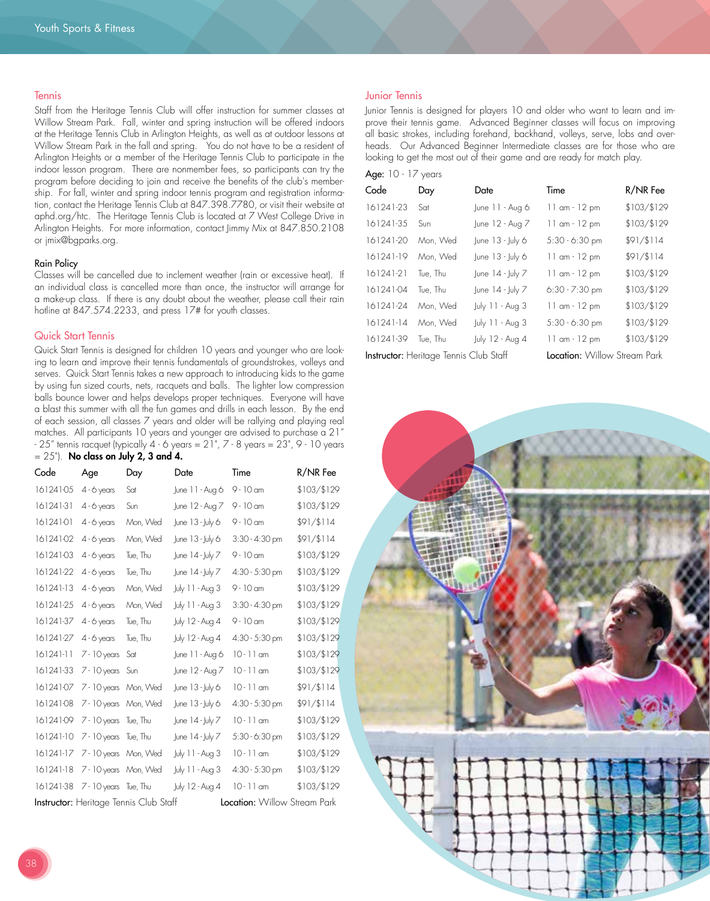## Tennis

Staff from the Heritage Tennis Club will offer instruction for summer classes at Willow Stream Park. Fall, winter and spring instruction will be offered indoors at the Heritage Tennis Club in Arlington Heights, as well as at outdoor lessons at Willow Stream Park in the fall and spring. You do not have to be a resident of Arlington Heights or a member of the Heritage Tennis Club to participate in the indoor lesson program. There are nonmember fees, so participants can try the program before deciding to join and receive the benefits of the club's membership. For fall, winter and spring indoor tennis program and registration information, contact the Heritage Tennis Club at 847.398.7780, or visit their website at aphd.org/htc. The Heritage Tennis Club is located at 7 West College Drive in Arlington Heights. For more information, contact Jimmy Mix at 847.850.2108 or jmix@bgparks.org.

### Rain Policy

Classes will be cancelled due to inclement weather (rain or excessive heat). If an individual class is cancelled more than once, the instructor will arrange for a make-up class. If there is any doubt about the weather, please call their rain hotline at 847.574.2233, and press 17# for youth classes.

## Quick Start Tennis

Quick Start Tennis is designed for children 10 years and younger who are looking to learn and improve their tennis fundamentals of groundstrokes, volleys and serves. Quick Start Tennis takes a new approach to introducing kids to the game by using fun sized courts, nets, racquets and balls. The lighter low compression balls bounce lower and helps develops proper techniques. Everyone will have a blast this summer with all the fun games and drills in each lesson. By the end of each session, all classes 7 years and older will be rallying and playing real matches. All participants 10 years and younger are advised to purchase a 21" - 25" tennis racquet (typically 4 - 6 years = 21", 7 - 8 years = 23", 9 - 10 years = 25"). **No class on July 2, 3 and 4.**

| Code | Age | Day | Date | Time | R/NR Fee |
|---|---|---|---|---|---|
| 161241-05 | 4 - 6 years | Sat | June 11 - Aug 6 | 9 - 10 am | $103/$129 |
| 161241-31 | 4 - 6 years | Sun | June 12 - Aug 7 | 9 - 10 am | $103/$129 |
| 161241-01 | 4 - 6 years | Mon, Wed | June 13 - July 6 | 9 - 10 am | $91/$114 |
| 161241-02 | 4 - 6 years | Mon, Wed | June 13 - July 6 | 3:30 - 4:30 pm | $91/$114 |
| 161241-03 | 4 - 6 years | Tue, Thu | June 14 - July 7 | 9 - 10 am | $103/$129 |
| 161241-22 | 4 - 6 years | Tue, Thu | June 14 - July 7 | 4:30 - 5:30 pm | $103/$129 |
| 161241-13 | 4 - 6 years | Mon, Wed | July 11 - Aug 3 | 9 - 10 am | $103/$129 |
| 161241-25 | 4 - 6 years | Mon, Wed | July 11 - Aug 3 | 3:30 - 4:30 pm | $103/$129 |
| 161241-37 | 4 - 6 years | Tue, Thu | July 12 - Aug 4 | 9 - 10 am | $103/$129 |
| 161241-27 | 4 - 6 years | Tue, Thu | July 12 - Aug 4 | 4:30 - 5:30 pm | $103/$129 |
| 161241-11 | 7 - 10 years | Sat | June 11 - Aug 6 | 10 - 11 am | $103/$129 |
| 161241-33 | 7 - 10 years | Sun | June 12 - Aug 7 | 10 - 11 am | $103/$129 |
| 161241-07 | 7 - 10 years | Mon, Wed | June 13 - July 6 | 10 - 11 am | $91/$114 |
| 161241-08 | 7 - 10 years | Mon, Wed | June 13 - July 6 | 4:30 - 5:30 pm | $91/$114 |
| 161241-09 | 7 - 10 years | Tue, Thu | June 14 - July 7 | 10 - 11 am | $103/$129 |
| 161241-10 | 7 - 10 years | Tue, Thu | June 14 - July 7 | 5:30 - 6:30 pm | $103/$129 |
| 161241-17 | 7 - 10 years | Mon, Wed | July 11 - Aug 3 | 10 - 11 am | $103/$129 |
| 161241-18 | 7 - 10 years | Mon, Wed | July 11 - Aug 3 | 4:30 - 5:30 pm | $103/$129 |
| 161241-38 | 7 - 10 years | Tue, Thu | July 12 - Aug 4 | 10 - 11 am | $103/$129 |

**Instructor:** Heritage Tennis Club Staff **Location:** Willow Stream Park

## Junior Tennis

Junior Tennis is designed for players 10 and older who want to learn and improve their tennis game. Advanced Beginner classes will focus on improving all basic strokes, including forehand, backhand, volleys, serve, lobs and overheads. Our Advanced Beginner Intermediate classes are for those who are looking to get the most out of their game and are ready for match play.

**Age:** 10 - 17 years

| Code | Day | Date | Time | R/NR Fee |
|---|---|---|---|---|
| 161241-23 | Sat | June 11 - Aug 6 | 11 am - 12 pm | $103/$129 |
| 161241-35 | Sun | June 12 - Aug 7 | 11 am - 12 pm | $103/$129 |
| 161241-20 | Mon, Wed | June 13 - July 6 | 5:30 - 6:30 pm | $91/$114 |
| 161241-19 | Mon, Wed | June 13 - July 6 | 11 am - 12 pm | $91/$114 |
| 161241-21 | Tue, Thu | June 14 - July 7 | 11 am - 12 pm | $103/$129 |
| 161241-04 | Tue, Thu | June 14 - July 7 | 6:30 - 7:30 pm | $103/$129 |
| 161241-24 | Mon, Wed | July 11 - Aug 3 | 11 am - 12 pm | $103/$129 |
| 161241-14 | Mon, Wed | July 11 - Aug 3 | 5:30 - 6:30 pm | $103/$129 |
| 161241-39 | Tue, Thu | July 12 - Aug 4 | 11 am - 12 pm | $103/$129 |

**Instructor:** Heritage Tennis Club Staff **Location:** Willow Stream Park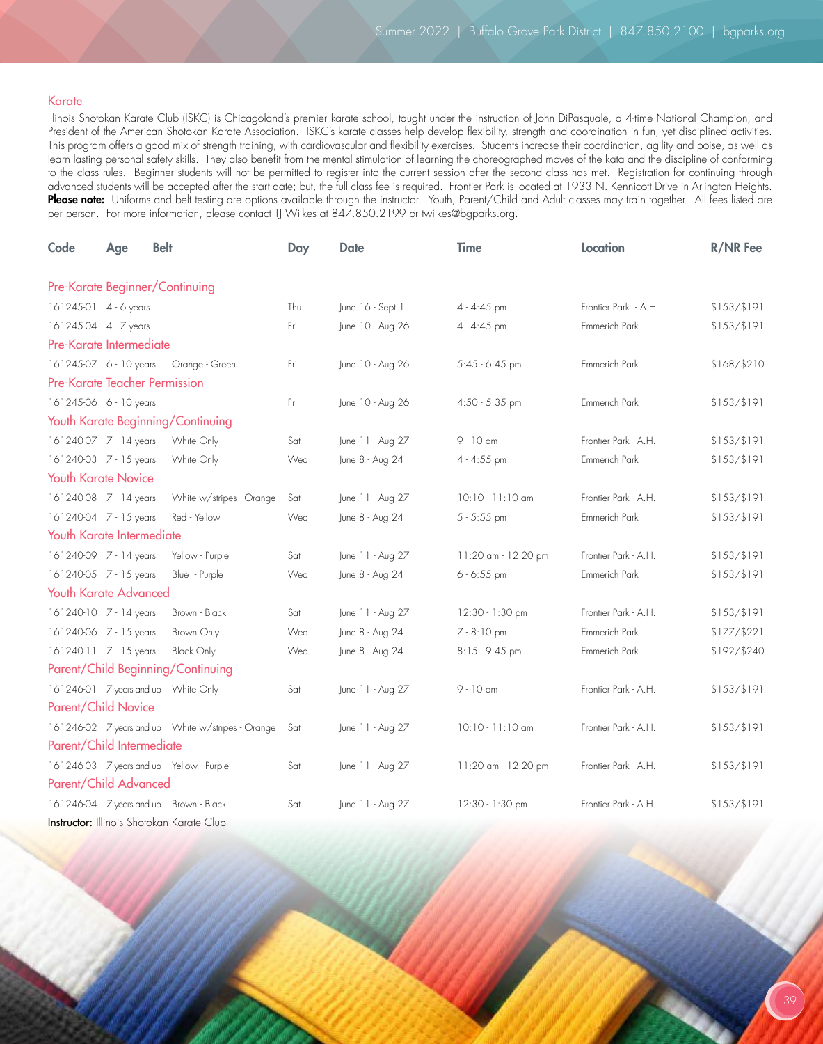## Karate

Illinois Shotokan Karate Club (ISKC) is Chicagoland's premier karate school, taught under the instruction of John DiPasquale, a 4-time National Champion, and President of the American Shotokan Karate Association. ISKC's karate classes help develop flexibility, strength and coordination in fun, yet disciplined activities. This program offers a good mix of strength training, with cardiovascular and flexibility exercises. Students increase their coordination, agility and poise, as well as learn lasting personal safety skills. They also benefit from the mental stimulation of learning the choreographed moves of the kata and the discipline of conforming to the class rules. Beginner students will not be permitted to register into the current session after the second class has met. Registration for continuing through advanced students will be accepted after the start date; but, the full class fee is required. Frontier Park is located at 1933 N. Kennicott Drive in Arlington Heights. **Please note:** Uniforms and belt testing are options available through the instructor. Youth, Parent/Child and Adult classes may train together. All fees listed are per person. For more information, please contact TJ Wilkes at 847.850.2199 or twilkes@bgparks.org.

| Code | Age | Belt | Day | Date | Time | Location | R/NR Fee |
|---|---|---|---|---|---|---|---|
| **Pre-Karate Beginner/Continuing** | | | | | | | |
| 161245-01 | 4 - 6 years | | Thu | June 16 - Sept 1 | 4 - 4:45 pm | Frontier Park - A.H. | $153/$191 |
| 161245-04 | 4 - 7 years | | Fri | June 10 - Aug 26 | 4 - 4:45 pm | Emmerich Park | $153/$191 |
| **Pre-Karate Intermediate** | | | | | | | |
| 161245-07 | 6 - 10 years | Orange - Green | Fri | June 10 - Aug 26 | 5:45 - 6:45 pm | Emmerich Park | $168/$210 |
| **Pre-Karate Teacher Permission** | | | | | | | |
| 161245-06 | 6 - 10 years | | Fri | June 10 - Aug 26 | 4:50 - 5:35 pm | Emmerich Park | $153/$191 |
| **Youth Karate Beginning/Continuing** | | | | | | | |
| 161240-07 | 7 - 14 years | White Only | Sat | June 11 - Aug 27 | 9 - 10 am | Frontier Park - A.H. | $153/$191 |
| 161240-03 | 7 - 15 years | White Only | Wed | June 8 - Aug 24 | 4 - 4:55 pm | Emmerich Park | $153/$191 |
| **Youth Karate Novice** | | | | | | | |
| 161240-08 | 7 - 14 years | White w/stripes - Orange | Sat | June 11 - Aug 27 | 10:10 - 11:10 am | Frontier Park - A.H. | $153/$191 |
| 161240-04 | 7 - 15 years | Red - Yellow | Wed | June 8 - Aug 24 | 5 - 5:55 pm | Emmerich Park | $153/$191 |
| **Youth Karate Intermediate** | | | | | | | |
| 161240-09 | 7 - 14 years | Yellow - Purple | Sat | June 11 - Aug 27 | 11:20 am - 12:20 pm | Frontier Park - A.H. | $153/$191 |
| 161240-05 | 7 - 15 years | Blue - Purple | Wed | June 8 - Aug 24 | 6 - 6:55 pm | Emmerich Park | $153/$191 |
| **Youth Karate Advanced** | | | | | | | |
| 161240-10 | 7 - 14 years | Brown - Black | Sat | June 11 - Aug 27 | 12:30 - 1:30 pm | Frontier Park - A.H. | $153/$191 |
| 161240-06 | 7 - 15 years | Brown Only | Wed | June 8 - Aug 24 | 7 - 8:10 pm | Emmerich Park | $177/$221 |
| 161240-11 | 7 - 15 years | Black Only | Wed | June 8 - Aug 24 | 8:15 - 9:45 pm | Emmerich Park | $192/$240 |
| **Parent/Child Beginning/Continuing** | | | | | | | |
| 161246-01 | 7 years and up | White Only | Sat | June 11 - Aug 27 | 9 - 10 am | Frontier Park - A.H. | $153/$191 |
| **Parent/Child Novice** | | | | | | | |
| 161246-02 | 7 years and up | White w/stripes - Orange | Sat | June 11 - Aug 27 | 10:10 - 11:10 am | Frontier Park - A.H. | $153/$191 |
| **Parent/Child Intermediate** | | | | | | | |
| 161246-03 | 7 years and up | Yellow - Purple | Sat | June 11 - Aug 27 | 11:20 am - 12:20 pm | Frontier Park - A.H. | $153/$191 |
| **Parent/Child Advanced** | | | | | | | |
| 161246-04 | 7 years and up | Brown - Black | Sat | June 11 - Aug 27 | 12:30 - 1:30 pm | Frontier Park - A.H. | $153/$191 |

**Instructor:** Illinois Shotokan Karate Club